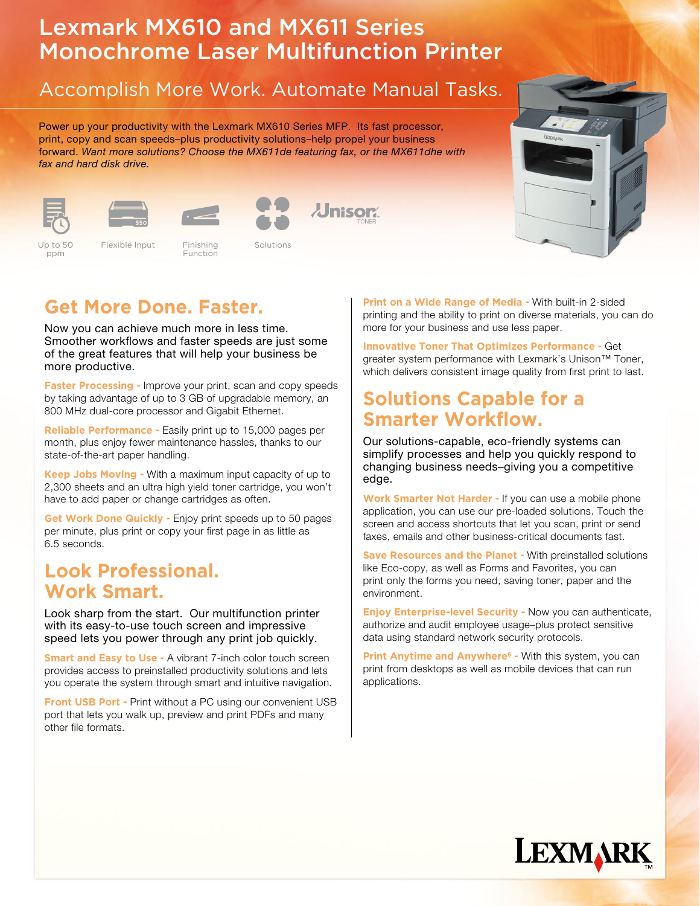# Lexmark MX610 and MX611 Series Monochrome Laser Multifunction Printer

## Accomplish More Work. Automate Manual Tasks.

Power up your productivity with the Lexmark MX610 Series MFP. Its fast processor, print, copy and scan speeds–plus productivity solutions–help propel your business forward. *Want more solutions? Choose the MX611de featuring fax, or the MX611dhe with fax and hard disk drive.*

Up to 50 ppm | Flexible Input | Finishing Function | Solutions | Unison TONER

## Get More Done. Faster.

Now you can achieve much more in less time. Smoother workflows and faster speeds are just some of the great features that will help your business be more productive.

**Faster Processing -** Improve your print, scan and copy speeds by taking advantage of up to 3 GB of upgradable memory, an 800 MHz dual-core processor and Gigabit Ethernet.

**Reliable Performance -** Easily print up to 15,000 pages per month, plus enjoy fewer maintenance hassles, thanks to our state-of-the-art paper handling.

**Keep Jobs Moving -** With a maximum input capacity of up to 2,300 sheets and an ultra high yield toner cartridge, you won't have to add paper or change cartridges as often.

**Get Work Done Quickly -** Enjoy print speeds up to 50 pages per minute, plus print or copy your first page in as little as 6.5 seconds.

## Look Professional. Work Smart.

Look sharp from the start. Our multifunction printer with its easy-to-use touch screen and impressive speed lets you power through any print job quickly.

**Smart and Easy to Use -** A vibrant 7-inch color touch screen provides access to preinstalled productivity solutions and lets you operate the system through smart and intuitive navigation.

**Front USB Port -** Print without a PC using our convenient USB port that lets you walk up, preview and print PDFs and many other file formats.

**Print on a Wide Range of Media -** With built-in 2-sided printing and the ability to print on diverse materials, you can do more for your business and use less paper.

**Innovative Toner That Optimizes Performance -** Get greater system performance with Lexmark's Unison™ Toner, which delivers consistent image quality from first print to last.

## Solutions Capable for a Smarter Workflow.

Our solutions-capable, eco-friendly systems can simplify processes and help you quickly respond to changing business needs–giving you a competitive edge.

**Work Smarter Not Harder -** If you can use a mobile phone application, you can use our pre-loaded solutions. Touch the screen and access shortcuts that let you scan, print or send faxes, emails and other business-critical documents fast.

**Save Resources and the Planet -** With preinstalled solutions like Eco-copy, as well as Forms and Favorites, you can print only the forms you need, saving toner, paper and the environment.

**Enjoy Enterprise-level Security -** Now you can authenticate, authorize and audit employee usage–plus protect sensitive data using standard network security protocols.

**Print Anytime and Anywhere[6] -** With this system, you can print from desktops as well as mobile devices that can run applications.

LEXMARK™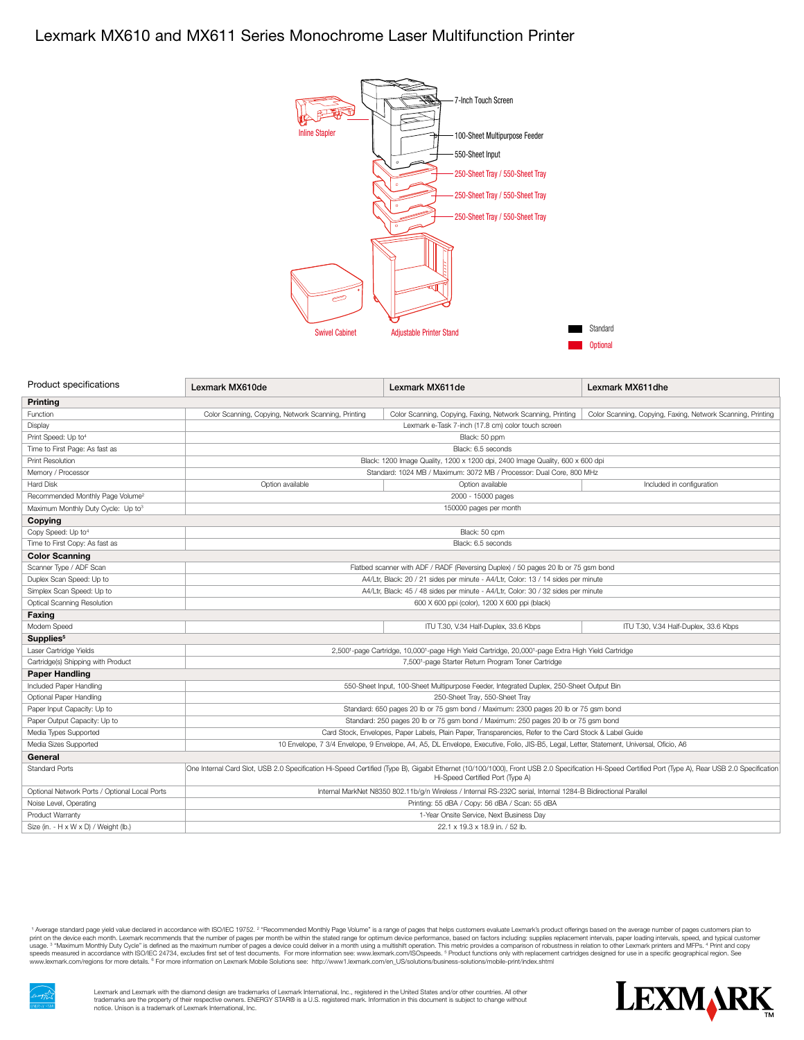# Lexmark MX610 and MX611 Series Monochrome Laser Multifunction Printer

7-Inch Touch Screen
100-Sheet Multipurpose Feeder
550-Sheet Input
250-Sheet Tray / 550-Sheet Tray
250-Sheet Tray / 550-Sheet Tray
250-Sheet Tray / 550-Sheet Tray
Inline Stapler
Swivel Cabinet
Adjustable Printer Stand
Standard
Optional

| Product specifications | Lexmark MX610de | Lexmark MX611de | Lexmark MX611dhe |
|---|---|---|---|
| **Printing** | | | |
| Function | Color Scanning, Copying, Network Scanning, Printing | Color Scanning, Copying, Faxing, Network Scanning, Printing | Color Scanning, Copying, Faxing, Network Scanning, Printing |
| Display | Lexmark e-Task 7-inch (17.8 cm) color touch screen | | |
| Print Speed: Up to[4] | Black: 50 ppm | | |
| Time to First Page: As fast as | Black: 6.5 seconds | | |
| Print Resolution | Black: 1200 Image Quality, 1200 x 1200 dpi, 2400 Image Quality, 600 x 600 dpi | | |
| Memory / Processor | Standard: 1024 MB / Maximum: 3072 MB / Processor: Dual Core, 800 MHz | | |
| Hard Disk | Option available | Option available | Included in configuration |
| Recommended Monthly Page Volume[2] | 2000 - 15000 pages | | |
| Maximum Monthly Duty Cycle: Up to[3] | 150000 pages per month | | |
| **Copying** | | | |
| Copy Speed: Up to[4] | Black: 50 cpm | | |
| Time to First Copy: As fast as | Black: 6.5 seconds | | |
| **Color Scanning** | | | |
| Scanner Type / ADF Scan | Flatbed scanner with ADF / RADF (Reversing Duplex) / 50 pages 20 lb or 75 gsm bond | | |
| Duplex Scan Speed: Up to | A4/Ltr, Black: 20 / 21 sides per minute - A4/Ltr, Color: 13 / 14 sides per minute | | |
| Simplex Scan Speed: Up to | A4/Ltr, Black: 45 / 48 sides per minute - A4/Ltr, Color: 30 / 32 sides per minute | | |
| Optical Scanning Resolution | 600 X 600 ppi (color), 1200 X 600 ppi (black) | | |
| **Faxing** | | | |
| Modem Speed | | ITU T.30, V.34 Half-Duplex, 33.6 Kbps | ITU T.30, V.34 Half-Duplex, 33.6 Kbps |
| **Supplies[5]** | | | |
| Laser Cartridge Yields | 2,500[1]-page Cartridge, 10,000[1]-page High Yield Cartridge, 20,000[1]-page Extra High Yield Cartridge | | |
| Cartridge(s) Shipping with Product | 7,500[1]-page Starter Return Program Toner Cartridge | | |
| **Paper Handling** | | | |
| Included Paper Handling | 550-Sheet Input, 100-Sheet Multipurpose Feeder, Integrated Duplex, 250-Sheet Output Bin | | |
| Optional Paper Handling | 250-Sheet Tray, 550-Sheet Tray | | |
| Paper Input Capacity: Up to | Standard: 650 pages 20 lb or 75 gsm bond / Maximum: 2300 pages 20 lb or 75 gsm bond | | |
| Paper Output Capacity: Up to | Standard: 250 pages 20 lb or 75 gsm bond / Maximum: 250 pages 20 lb or 75 gsm bond | | |
| Media Types Supported | Card Stock, Envelopes, Paper Labels, Plain Paper, Transparencies, Refer to the Card Stock & Label Guide | | |
| Media Sizes Supported | 10 Envelope, 7 3/4 Envelope, 9 Envelope, A4, A5, DL Envelope, Executive, Folio, JIS-B5, Legal, Letter, Statement, Universal, Oficio, A6 | | |
| **General** | | | |
| Standard Ports | One Internal Card Slot, USB 2.0 Specification Hi-Speed Certified (Type B), Gigabit Ethernet (10/100/1000), Front USB 2.0 Specification Hi-Speed Certified Port (Type A), Rear USB 2.0 Specification Hi-Speed Certified Port (Type A) | | |
| Optional Network Ports / Optional Local Ports | Internal MarkNet N8350 802.11b/g/n Wireless / Internal RS-232C serial, Internal 1284-B Bidirectional Parallel | | |
| Noise Level, Operating | Printing: 55 dBA / Copy: 56 dBA / Scan: 55 dBA | | |
| Product Warranty | 1-Year Onsite Service, Next Business Day | | |
| Size (in. - H x W x D) / Weight (lb.) | 22.1 x 19.3 x 18.9 in. / 52 lb. | | |

[1] Average standard page yield value declared in accordance with ISO/IEC 19752. [2] "Recommended Monthly Page Volume" is a range of pages that helps customers evaluate Lexmark's product offerings based on the average number of pages customers plan to print on the device each month. Lexmark recommends that the number of pages per month be within the stated range for optimum device performance, based on factors including: supplies replacement intervals, paper loading intervals, speed, and typical customer usage. [3] "Maximum Monthly Duty Cycle" is defined as the maximum number of pages a device could deliver in a month using a multishift operation. This metric provides a comparison of robustness in relation to other Lexmark printers and MFPs. [4] Print and copy speeds measured in accordance with ISO/IEC 24734, excludes first set of test documents. For more information see: www.lexmark.com/ISOspeeds. [5] Product functions only with replacement cartridges designed for use in a specific geographical region. See www.lexmark.com/regions for more details. [6] For more information on Lexmark Mobile Solutions see: http://www1.lexmark.com/en_US/solutions/business-solutions/mobile-print/index.shtml

Lexmark and Lexmark with the diamond design are trademarks of Lexmark International, Inc., registered in the United States and/or other countries. All other trademarks are the property of their respective owners. ENERGY STAR® is a U.S. registered mark. Information in this document is subject to change without notice. Unison is a trademark of Lexmark International, Inc.